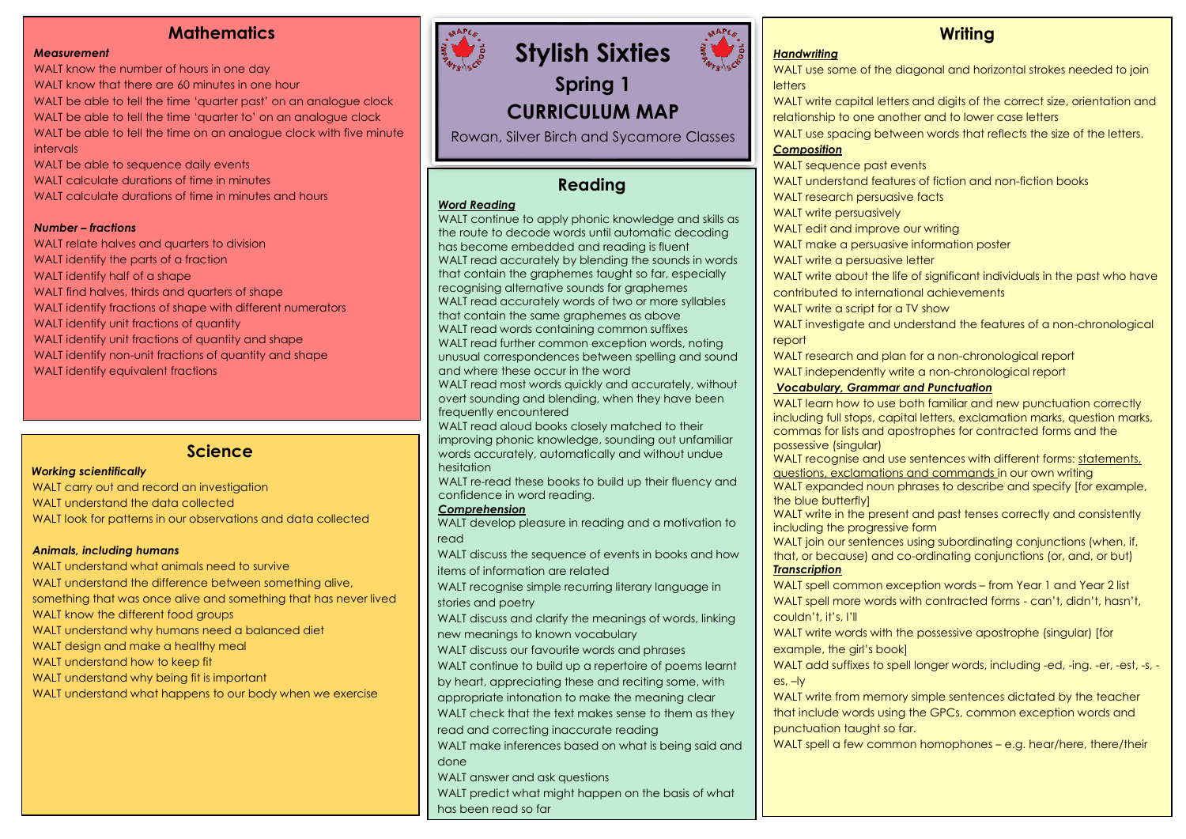# Stylish Sixties

## Spring 1

## CURRICULUM MAP

Rowan, Silver Birch and Sycamore Classes

## Mathematics

***Measurement***

WALT know the number of hours in one day
WALT know that there are 60 minutes in one hour
WALT be able to tell the time 'quarter past' on an analogue clock
WALT be able to tell the time 'quarter to' on an analogue clock
WALT be able to tell the time on an analogue clock with five minute intervals
WALT be able to sequence daily events
WALT calculate durations of time in minutes
WALT calculate durations of time in minutes and hours

***Number – fractions***

WALT relate halves and quarters to division
WALT identify the parts of a fraction
WALT identify half of a shape
WALT find halves, thirds and quarters of shape
WALT identify fractions of shape with different numerators
WALT identify unit fractions of quantity
WALT identify unit fractions of quantity and shape
WALT identify non-unit fractions of quantity and shape
WALT identify equivalent fractions

## Science

***Working scientifically***

WALT carry out and record an investigation
WALT understand the data collected
WALT look for patterns in our observations and data collected

***Animals, including humans***

WALT understand what animals need to survive
WALT understand the difference between something alive, something that was once alive and something that has never lived
WALT know the different food groups
WALT understand why humans need a balanced diet
WALT design and make a healthy meal
WALT understand how to keep fit
WALT understand why being fit is important
WALT understand what happens to our body when we exercise

## Reading

***Word Reading***

WALT continue to apply phonic knowledge and skills as the route to decode words until automatic decoding has become embedded and reading is fluent
WALT read accurately by blending the sounds in words that contain the graphemes taught so far, especially recognising alternative sounds for graphemes
WALT read accurately words of two or more syllables that contain the same graphemes as above
WALT read words containing common suffixes
WALT read further common exception words, noting unusual correspondences between spelling and sound and where these occur in the word
WALT read most words quickly and accurately, without overt sounding and blending, when they have been frequently encountered
WALT read aloud books closely matched to their improving phonic knowledge, sounding out unfamiliar words accurately, automatically and without undue hesitation
WALT re-read these books to build up their fluency and confidence in word reading.

***Comprehension***

WALT develop pleasure in reading and a motivation to read
WALT discuss the sequence of events in books and how items of information are related
WALT recognise simple recurring literary language in stories and poetry
WALT discuss and clarify the meanings of words, linking new meanings to known vocabulary
WALT discuss our favourite words and phrases
WALT continue to build up a repertoire of poems learnt by heart, appreciating these and reciting some, with appropriate intonation to make the meaning clear
WALT check that the text makes sense to them as they read and correcting inaccurate reading
WALT make inferences based on what is being said and done
WALT answer and ask questions
WALT predict what might happen on the basis of what has been read so far

## Writing

***Handwriting***

WALT use some of the diagonal and horizontal strokes needed to join letters
WALT write capital letters and digits of the correct size, orientation and relationship to one another and to lower case letters
WALT use spacing between words that reflects the size of the letters.

***Composition***

WALT sequence past events
WALT understand features of fiction and non-fiction books
WALT research persuasive facts
WALT write persuasively
WALT edit and improve our writing
WALT make a persuasive information poster
WALT write a persuasive letter
WALT write about the life of significant individuals in the past who have contributed to international achievements
WALT write a script for a TV show
WALT investigate and understand the features of a non-chronological report
WALT research and plan for a non-chronological report
WALT independently write a non-chronological report

***Vocabulary, Grammar and Punctuation***

WALT learn how to use both familiar and new punctuation correctly including full stops, capital letters, exclamation marks, question marks, commas for lists and apostrophes for contracted forms and the possessive (singular)
WALT recognise and use sentences with different forms: statements, questions, exclamations and commands in our own writing
WALT expanded noun phrases to describe and specify [for example, the blue butterfly]
WALT write in the present and past tenses correctly and consistently including the progressive form
WALT join our sentences using subordinating conjunctions (when, if, that, or because) and co-ordinating conjunctions (or, and, or but)

***Transcription***

WALT spell common exception words – from Year 1 and Year 2 list
WALT spell more words with contracted forms - can't, didn't, hasn't, couldn't, it's, I'll
WALT write words with the possessive apostrophe (singular) [for example, the girl's book]
WALT add suffixes to spell longer words, including -ed, -ing. -er, -est, -s, -es, –ly
WALT write from memory simple sentences dictated by the teacher that include words using the GPCs, common exception words and punctuation taught so far.
WALT spell a few common homophones – e.g. hear/here, there/their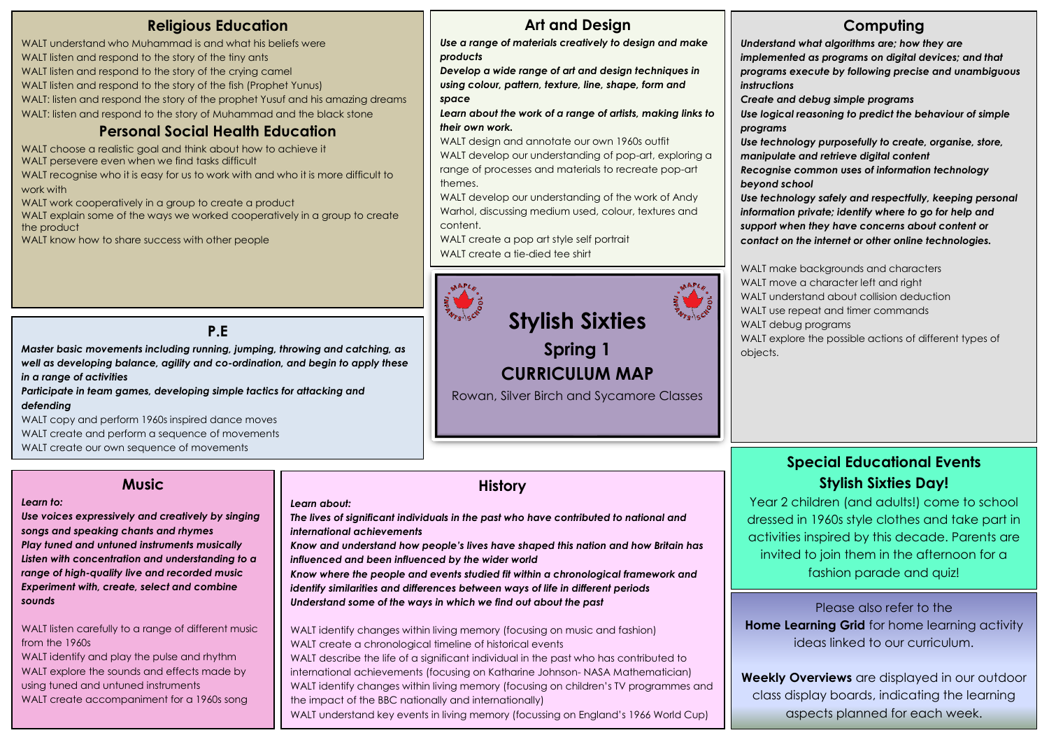# Stylish Sixties

## Spring 1

## CURRICULUM MAP

Rowan, Silver Birch and Sycamore Classes

## Religious Education

WALT understand who Muhammad is and what his beliefs were
WALT listen and respond to the story of the tiny ants
WALT listen and respond to the story of the crying camel
WALT listen and respond to the story of the fish (Prophet Yunus)
WALT: listen and respond the story of the prophet Yusuf and his amazing dreams
WALT: listen and respond to the story of Muhammad and the black stone

## Personal Social Health Education

WALT choose a realistic goal and think about how to achieve it
WALT persevere even when we find tasks difficult
WALT recognise who it is easy for us to work with and who it is more difficult to work with
WALT work cooperatively in a group to create a product
WALT explain some of the ways we worked cooperatively in a group to create the product
WALT know how to share success with other people

## Art and Design

***Use a range of materials creatively to design and make products***
***Develop a wide range of art and design techniques in using colour, pattern, texture, line, shape, form and space***
***Learn about the work of a range of artists, making links to their own work.***

WALT design and annotate our own 1960s outfit
WALT develop our understanding of pop-art, exploring a range of processes and materials to recreate pop-art themes.
WALT develop our understanding of the work of Andy Warhol, discussing medium used, colour, textures and content.
WALT create a pop art style self portrait
WALT create a tie-died tee shirt

## Computing

***Understand what algorithms are; how they are implemented as programs on digital devices; and that programs execute by following precise and unambiguous instructions***
***Create and debug simple programs***
***Use logical reasoning to predict the behaviour of simple programs***
***Use technology purposefully to create, organise, store, manipulate and retrieve digital content***
***Recognise common uses of information technology beyond school***
***Use technology safely and respectfully, keeping personal information private; identify where to go for help and support when they have concerns about content or contact on the internet or other online technologies.***

WALT make backgrounds and characters
WALT move a character left and right
WALT understand about collision deduction
WALT use repeat and timer commands
WALT debug programs
WALT explore the possible actions of different types of objects.

## P.E

***Master basic movements including running, jumping, throwing and catching, as well as developing balance, agility and co-ordination, and begin to apply these in a range of activities***
***Participate in team games, developing simple tactics for attacking and defending***

WALT copy and perform 1960s inspired dance moves
WALT create and perform a sequence of movements
WALT create our own sequence of movements

## Music

***Learn to:***
***Use voices expressively and creatively by singing songs and speaking chants and rhymes***
***Play tuned and untuned instruments musically***
***Listen with concentration and understanding to a range of high-quality live and recorded music***
***Experiment with, create, select and combine sounds***

WALT listen carefully to a range of different music from the 1960s
WALT identify and play the pulse and rhythm
WALT explore the sounds and effects made by using tuned and untuned instruments
WALT create accompaniment for a 1960s song

## History

***Learn about:***
***The lives of significant individuals in the past who have contributed to national and international achievements***
***Know and understand how people's lives have shaped this nation and how Britain has influenced and been influenced by the wider world***
***Know where the people and events studied fit within a chronological framework and identify similarities and differences between ways of life in different periods***
***Understand some of the ways in which we find out about the past***

WALT identify changes within living memory (focusing on music and fashion)
WALT create a chronological timeline of historical events
WALT describe the life of a significant individual in the past who has contributed to international achievements (focusing on Katharine Johnson- NASA Mathematician)
WALT identify changes within living memory (focusing on children's TV programmes and the impact of the BBC nationally and internationally)
WALT understand key events in living memory (focussing on England's 1966 World Cup)

## Special Educational Events

## Stylish Sixties Day!

Year 2 children (and adults!) come to school dressed in 1960s style clothes and take part in activities inspired by this decade. Parents are invited to join them in the afternoon for a fashion parade and quiz!

Please also refer to the **Home Learning Grid** for home learning activity ideas linked to our curriculum.

**Weekly Overviews** are displayed in our outdoor class display boards, indicating the learning aspects planned for each week.